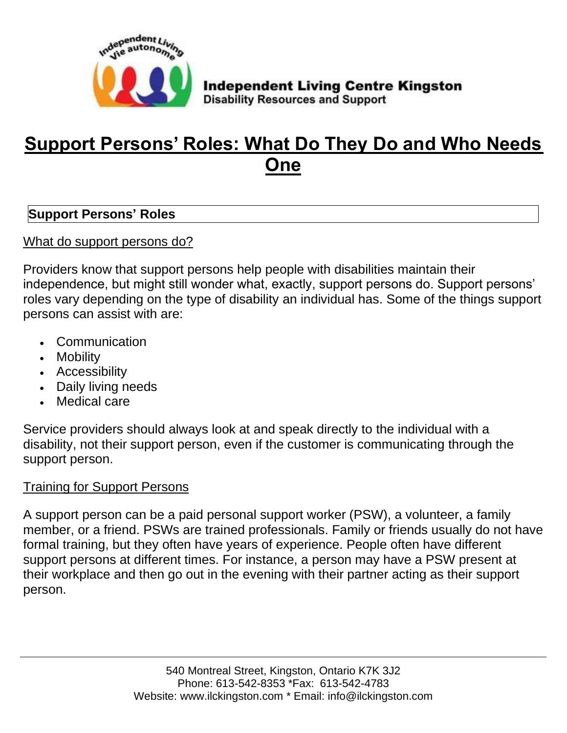**Independent Living Centre Kingston**
**Disability Resources and Support**

# Support Persons' Roles: What Do They Do and Who Needs One

## Support Persons' Roles

### What do support persons do?

Providers know that support persons help people with disabilities maintain their independence, but might still wonder what, exactly, support persons do. Support persons' roles vary depending on the type of disability an individual has. Some of the things support persons can assist with are:

- Communication
- Mobility
- Accessibility
- Daily living needs
- Medical care

Service providers should always look at and speak directly to the individual with a disability, not their support person, even if the customer is communicating through the support person.

### Training for Support Persons

A support person can be a paid personal support worker (PSW), a volunteer, a family member, or a friend. PSWs are trained professionals. Family or friends usually do not have formal training, but they often have years of experience. People often have different support persons at different times. For instance, a person may have a PSW present at their workplace and then go out in the evening with their partner acting as their support person.

540 Montreal Street, Kingston, Ontario K7K 3J2
Phone: 613-542-8353 *Fax: 613-542-4783
Website: www.ilckingston.com * Email: info@ilckingston.com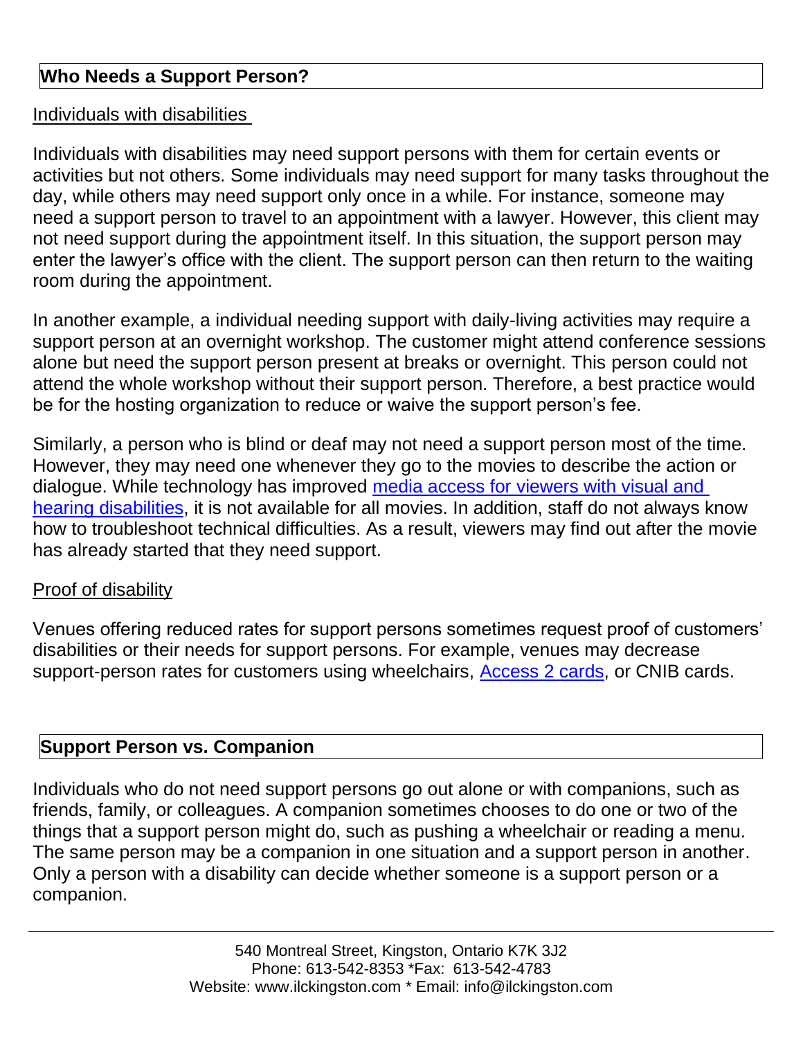## Who Needs a Support Person?

### Individuals with disabilities

Individuals with disabilities may need support persons with them for certain events or activities but not others. Some individuals may need support for many tasks throughout the day, while others may need support only once in a while. For instance, someone may need a support person to travel to an appointment with a lawyer. However, this client may not need support during the appointment itself. In this situation, the support person may enter the lawyer's office with the client. The support person can then return to the waiting room during the appointment.

In another example, a individual needing support with daily-living activities may require a support person at an overnight workshop. The customer might attend conference sessions alone but need the support person present at breaks or overnight. This person could not attend the whole workshop without their support person. Therefore, a best practice would be for the hosting organization to reduce or waive the support person's fee.

Similarly, a person who is blind or deaf may not need a support person most of the time. However, they may need one whenever they go to the movies to describe the action or dialogue. While technology has improved media access for viewers with visual and hearing disabilities, it is not available for all movies. In addition, staff do not always know how to troubleshoot technical difficulties. As a result, viewers may find out after the movie has already started that they need support.

### Proof of disability

Venues offering reduced rates for support persons sometimes request proof of customers' disabilities or their needs for support persons. For example, venues may decrease support-person rates for customers using wheelchairs, Access 2 cards, or CNIB cards.

## Support Person vs. Companion

Individuals who do not need support persons go out alone or with companions, such as friends, family, or colleagues. A companion sometimes chooses to do one or two of the things that a support person might do, such as pushing a wheelchair or reading a menu. The same person may be a companion in one situation and a support person in another. Only a person with a disability can decide whether someone is a support person or a companion.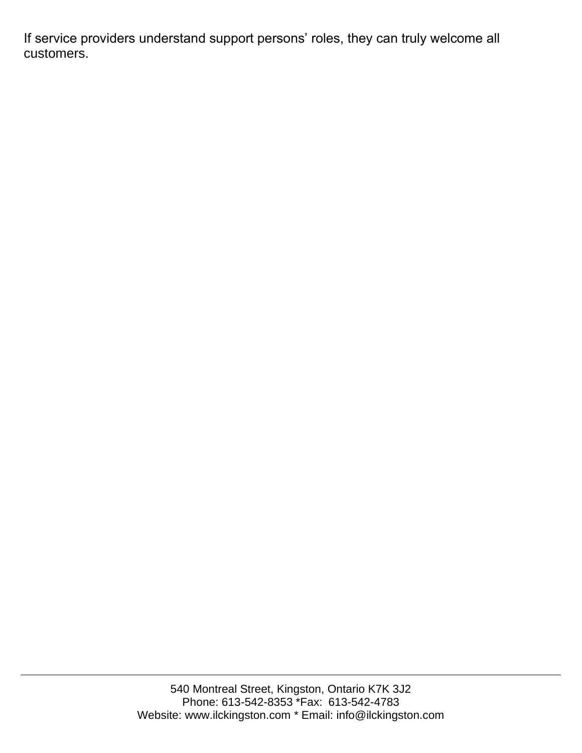If service providers understand support persons' roles, they can truly welcome all customers.

---

540 Montreal Street, Kingston, Ontario K7K 3J2
Phone: 613-542-8353 *Fax: 613-542-4783
Website: www.ilckingston.com * Email: info@ilckingston.com